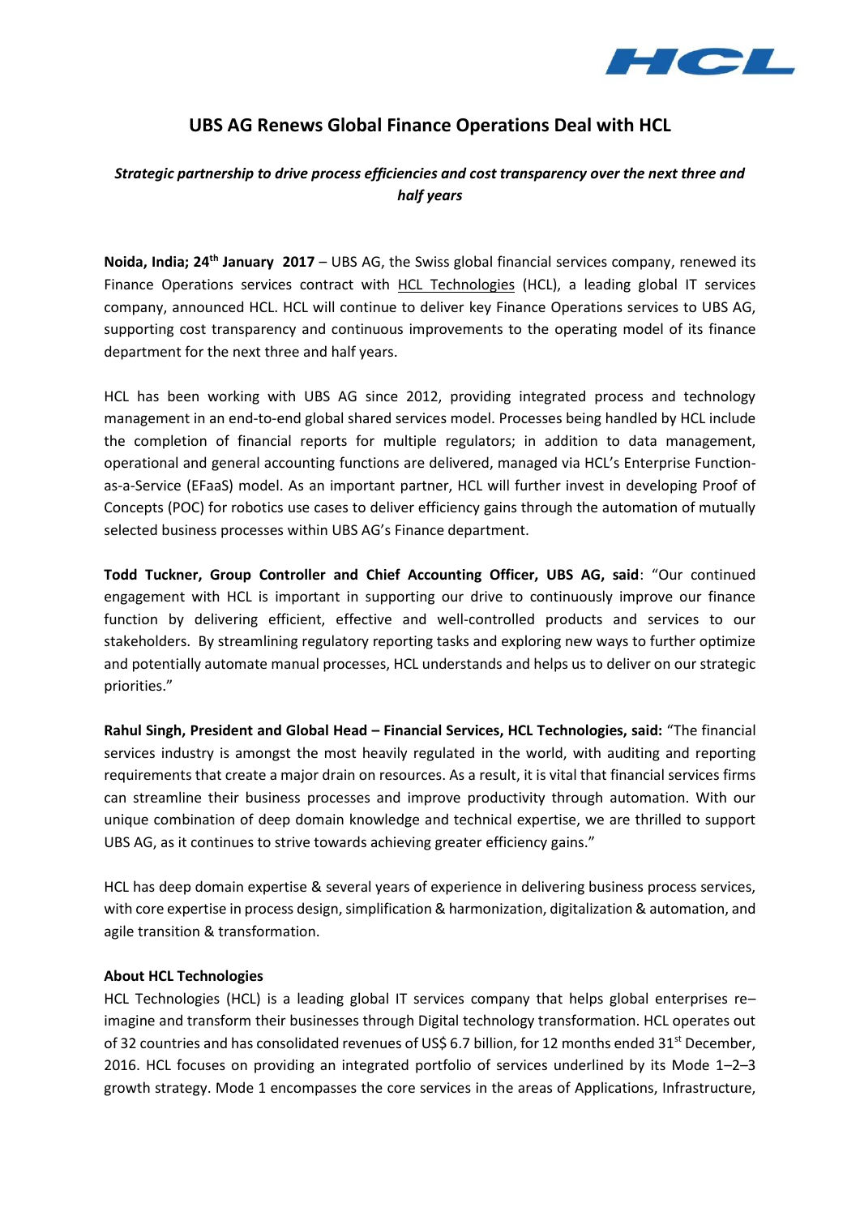# UBS AG Renews Global Finance Operations Deal with HCL

***Strategic partnership to drive process efficiencies and cost transparency over the next three and half years***

**Noida, India; 24th January 2017** – UBS AG, the Swiss global financial services company, renewed its Finance Operations services contract with HCL Technologies (HCL), a leading global IT services company, announced HCL. HCL will continue to deliver key Finance Operations services to UBS AG, supporting cost transparency and continuous improvements to the operating model of its finance department for the next three and half years.

HCL has been working with UBS AG since 2012, providing integrated process and technology management in an end-to-end global shared services model. Processes being handled by HCL include the completion of financial reports for multiple regulators; in addition to data management, operational and general accounting functions are delivered, managed via HCL's Enterprise Function-as-a-Service (EFaaS) model. As an important partner, HCL will further invest in developing Proof of Concepts (POC) for robotics use cases to deliver efficiency gains through the automation of mutually selected business processes within UBS AG's Finance department.

**Todd Tuckner, Group Controller and Chief Accounting Officer, UBS AG, said**: "Our continued engagement with HCL is important in supporting our drive to continuously improve our finance function by delivering efficient, effective and well-controlled products and services to our stakeholders. By streamlining regulatory reporting tasks and exploring new ways to further optimize and potentially automate manual processes, HCL understands and helps us to deliver on our strategic priorities."

**Rahul Singh, President and Global Head – Financial Services, HCL Technologies, said:** "The financial services industry is amongst the most heavily regulated in the world, with auditing and reporting requirements that create a major drain on resources. As a result, it is vital that financial services firms can streamline their business processes and improve productivity through automation. With our unique combination of deep domain knowledge and technical expertise, we are thrilled to support UBS AG, as it continues to strive towards achieving greater efficiency gains."

HCL has deep domain expertise & several years of experience in delivering business process services, with core expertise in process design, simplification & harmonization, digitalization & automation, and agile transition & transformation.

**About HCL Technologies**

HCL Technologies (HCL) is a leading global IT services company that helps global enterprises re–imagine and transform their businesses through Digital technology transformation. HCL operates out of 32 countries and has consolidated revenues of US$ 6.7 billion, for 12 months ended 31st December, 2016. HCL focuses on providing an integrated portfolio of services underlined by its Mode 1–2–3 growth strategy. Mode 1 encompasses the core services in the areas of Applications, Infrastructure,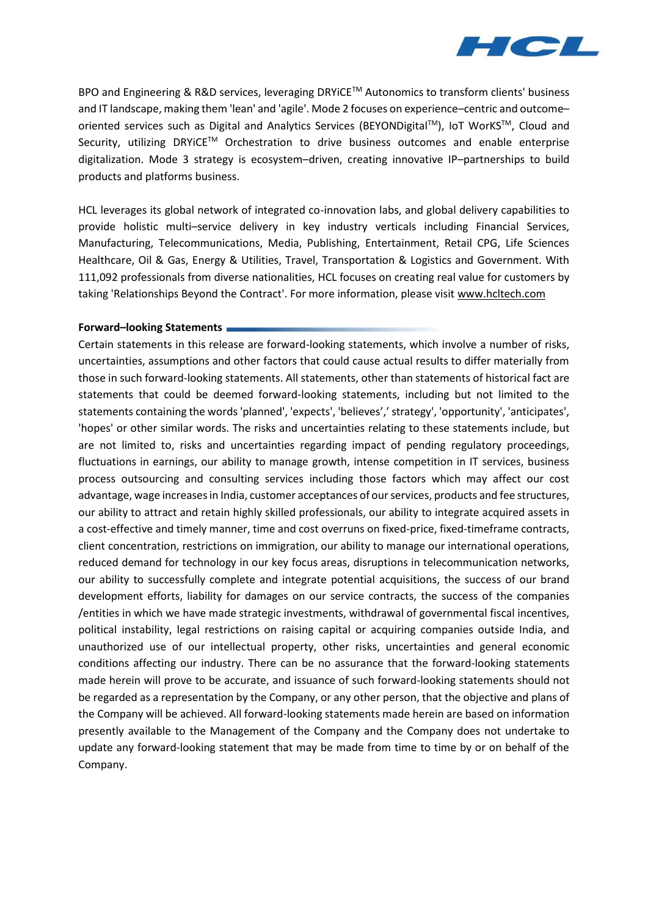BPO and Engineering & R&D services, leveraging DRYiCE™ Autonomics to transform clients' business and IT landscape, making them 'lean' and 'agile'. Mode 2 focuses on experience–centric and outcome–oriented services such as Digital and Analytics Services (BEYONDigital™), IoT WorKS™, Cloud and Security, utilizing DRYiCE™ Orchestration to drive business outcomes and enable enterprise digitalization. Mode 3 strategy is ecosystem–driven, creating innovative IP–partnerships to build products and platforms business.

HCL leverages its global network of integrated co-innovation labs, and global delivery capabilities to provide holistic multi–service delivery in key industry verticals including Financial Services, Manufacturing, Telecommunications, Media, Publishing, Entertainment, Retail CPG, Life Sciences Healthcare, Oil & Gas, Energy & Utilities, Travel, Transportation & Logistics and Government. With 111,092 professionals from diverse nationalities, HCL focuses on creating real value for customers by taking 'Relationships Beyond the Contract'. For more information, please visit www.hcltech.com

**Forward–looking Statements**

Certain statements in this release are forward-looking statements, which involve a number of risks, uncertainties, assumptions and other factors that could cause actual results to differ materially from those in such forward-looking statements. All statements, other than statements of historical fact are statements that could be deemed forward-looking statements, including but not limited to the statements containing the words 'planned', 'expects', 'believes',' strategy', 'opportunity', 'anticipates', 'hopes' or other similar words. The risks and uncertainties relating to these statements include, but are not limited to, risks and uncertainties regarding impact of pending regulatory proceedings, fluctuations in earnings, our ability to manage growth, intense competition in IT services, business process outsourcing and consulting services including those factors which may affect our cost advantage, wage increases in India, customer acceptances of our services, products and fee structures, our ability to attract and retain highly skilled professionals, our ability to integrate acquired assets in a cost-effective and timely manner, time and cost overruns on fixed-price, fixed-timeframe contracts, client concentration, restrictions on immigration, our ability to manage our international operations, reduced demand for technology in our key focus areas, disruptions in telecommunication networks, our ability to successfully complete and integrate potential acquisitions, the success of our brand development efforts, liability for damages on our service contracts, the success of the companies /entities in which we have made strategic investments, withdrawal of governmental fiscal incentives, political instability, legal restrictions on raising capital or acquiring companies outside India, and unauthorized use of our intellectual property, other risks, uncertainties and general economic conditions affecting our industry. There can be no assurance that the forward-looking statements made herein will prove to be accurate, and issuance of such forward-looking statements should not be regarded as a representation by the Company, or any other person, that the objective and plans of the Company will be achieved. All forward-looking statements made herein are based on information presently available to the Management of the Company and the Company does not undertake to update any forward-looking statement that may be made from time to time by or on behalf of the Company.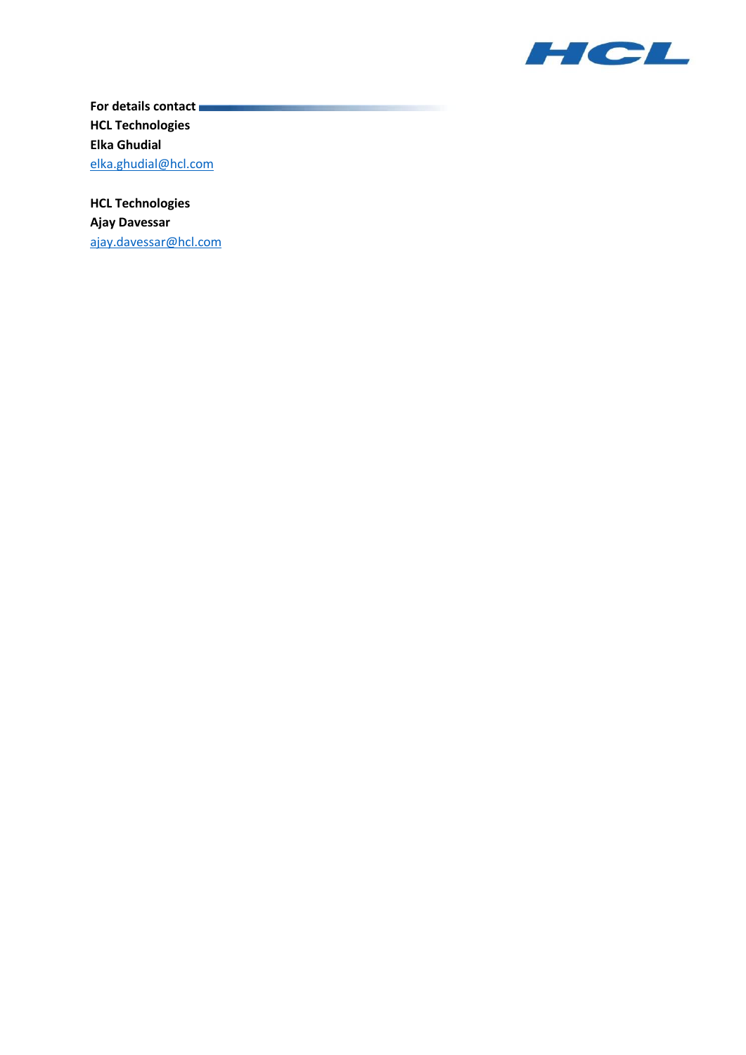**For details contact**

**HCL Technologies**
**Elka Ghudial**
elka.ghudial@hcl.com

**HCL Technologies**
**Ajay Davessar**
ajay.davessar@hcl.com